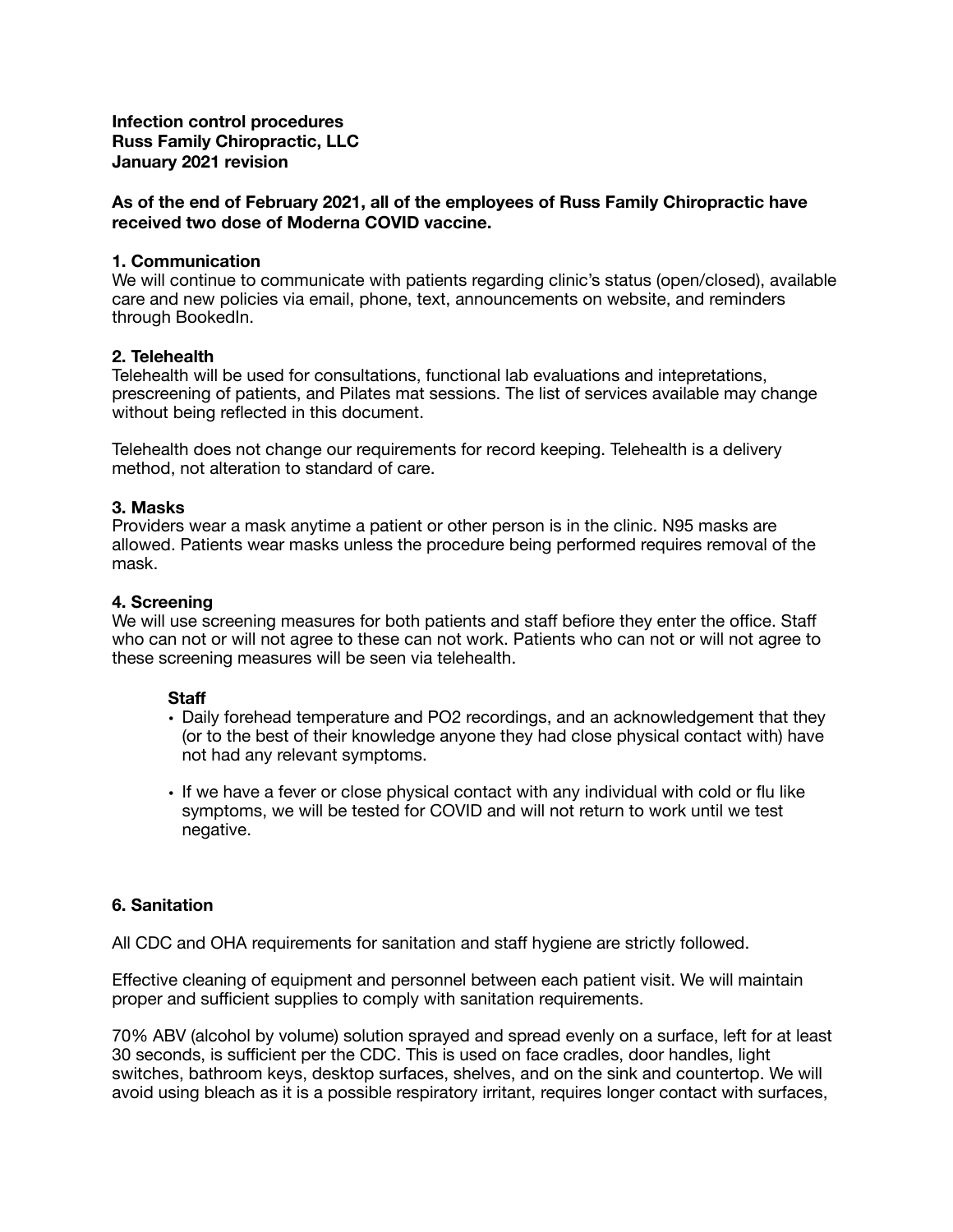**Infection control procedures**
**Russ Family Chiropractic, LLC**
**January 2021 revision**

**As of the end of February 2021, all of the employees of Russ Family Chiropractic have received two dose of Moderna COVID vaccine.**

### 1. Communication

We will continue to communicate with patients regarding clinic's status (open/closed), available care and new policies via email, phone, text, announcements on website, and reminders through BookedIn.

### 2. Telehealth

Telehealth will be used for consultations, functional lab evaluations and intepretations, prescreening of patients, and Pilates mat sessions. The list of services available may change without being reflected in this document.

Telehealth does not change our requirements for record keeping. Telehealth is a delivery method, not alteration to standard of care.

### 3. Masks

Providers wear a mask anytime a patient or other person is in the clinic. N95 masks are allowed. Patients wear masks unless the procedure being performed requires removal of the mask.

### 4. Screening

We will use screening measures for both patients and staff before they enter the office. Staff who can not or will not agree to these can not work. Patients who can not or will not agree to these screening measures will be seen via telehealth.

**Staff**

- Daily forehead temperature and PO2 recordings, and an acknowledgement that they (or to the best of their knowledge anyone they had close physical contact with) have not had any relevant symptoms.
- If we have a fever or close physical contact with any individual with cold or flu like symptoms, we will be tested for COVID and will not return to work until we test negative.

### 6. Sanitation

All CDC and OHA requirements for sanitation and staff hygiene are strictly followed.

Effective cleaning of equipment and personnel between each patient visit. We will maintain proper and sufficient supplies to comply with sanitation requirements.

70% ABV (alcohol by volume) solution sprayed and spread evenly on a surface, left for at least 30 seconds, is sufficient per the CDC. This is used on face cradles, door handles, light switches, bathroom keys, desktop surfaces, shelves, and on the sink and countertop. We will avoid using bleach as it is a possible respiratory irritant, requires longer contact with surfaces,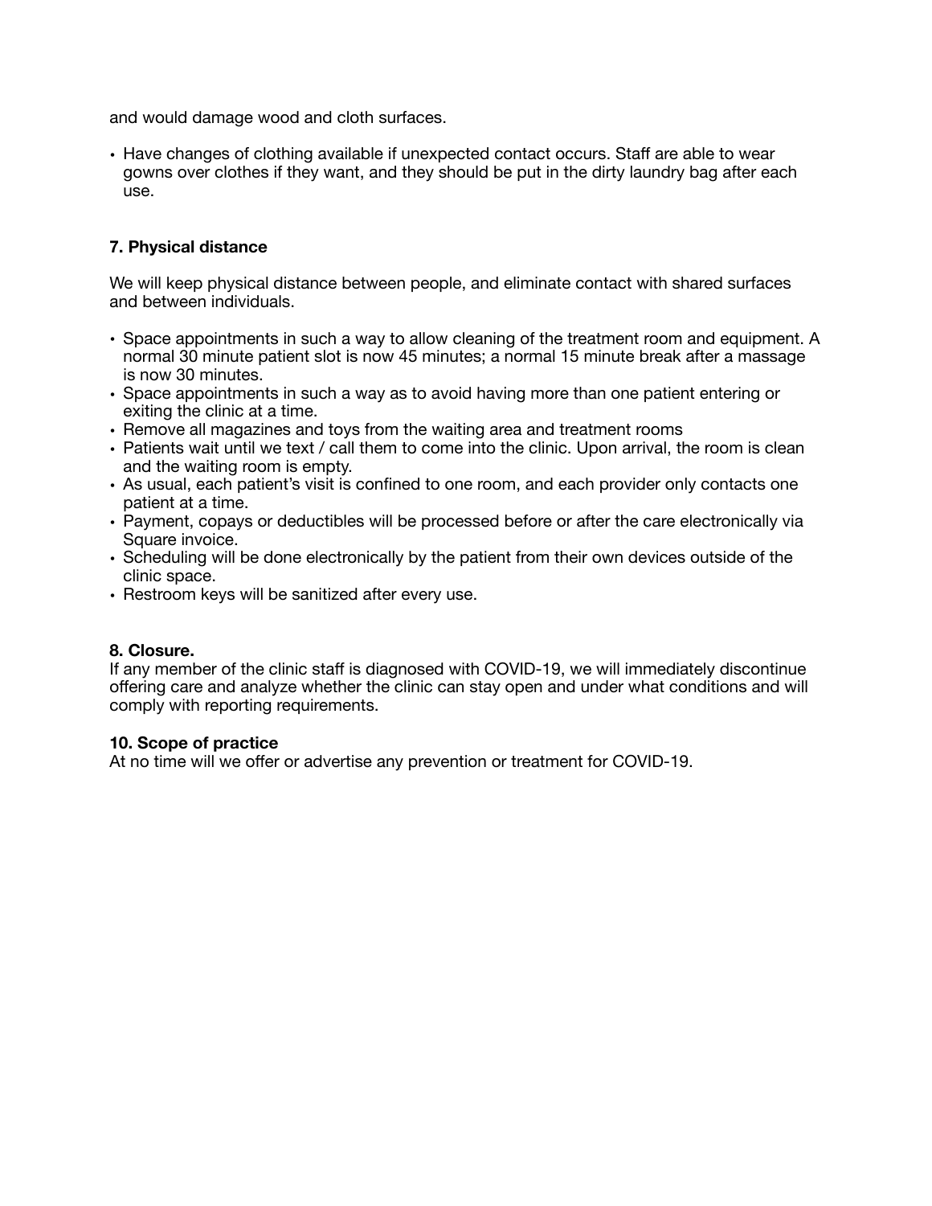and would damage wood and cloth surfaces.

- Have changes of clothing available if unexpected contact occurs. Staff are able to wear gowns over clothes if they want, and they should be put in the dirty laundry bag after each use.

### 7. Physical distance

We will keep physical distance between people, and eliminate contact with shared surfaces and between individuals.

- Space appointments in such a way to allow cleaning of the treatment room and equipment. A normal 30 minute patient slot is now 45 minutes; a normal 15 minute break after a massage is now 30 minutes.
- Space appointments in such a way as to avoid having more than one patient entering or exiting the clinic at a time.
- Remove all magazines and toys from the waiting area and treatment rooms
- Patients wait until we text / call them to come into the clinic. Upon arrival, the room is clean and the waiting room is empty.
- As usual, each patient's visit is confined to one room, and each provider only contacts one patient at a time.
- Payment, copays or deductibles will be processed before or after the care electronically via Square invoice.
- Scheduling will be done electronically by the patient from their own devices outside of the clinic space.
- Restroom keys will be sanitized after every use.

### 8. Closure.

If any member of the clinic staff is diagnosed with COVID-19, we will immediately discontinue offering care and analyze whether the clinic can stay open and under what conditions and will comply with reporting requirements.

### 10. Scope of practice

At no time will we offer or advertise any prevention or treatment for COVID-19.